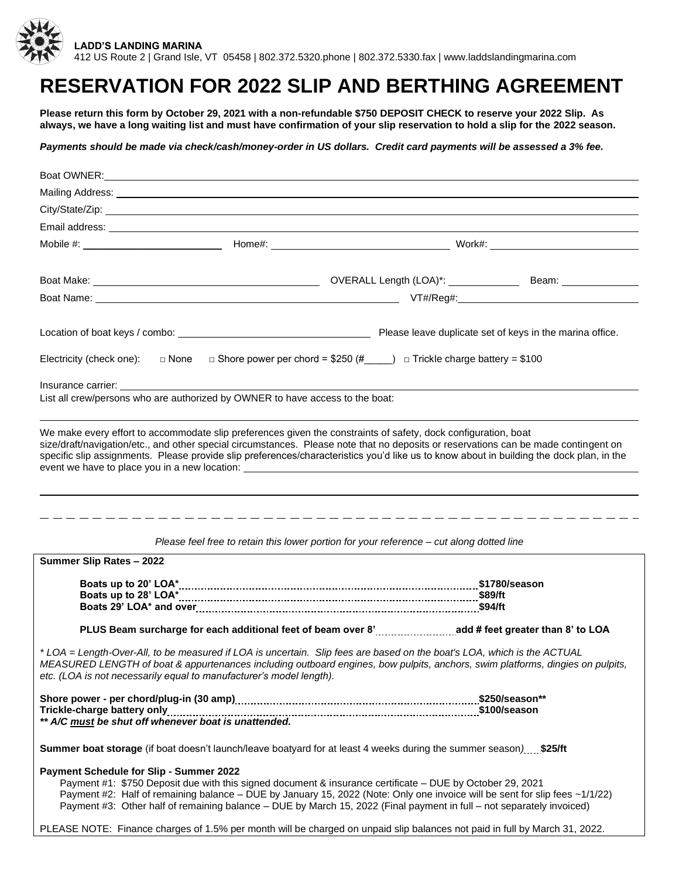**LADD'S LANDING MARINA**
412 US Route 2 | Grand Isle, VT 05458 | 802.372.5320.phone | 802.372.5330.fax | www.laddslandingmarina.com

# RESERVATION FOR 2022 SLIP AND BERTHING AGREEMENT

**Please return this form by October 29, 2021 with a non-refundable $750 DEPOSIT CHECK to reserve your 2022 Slip. As always, we have a long waiting list and must have confirmation of your slip reservation to hold a slip for the 2022 season.**

***Payments should be made via check/cash/money-order in US dollars. Credit card payments will be assessed a 3% fee.***

Boat OWNER: ______________________________

Mailing Address: ______________________________

City/State/Zip: ______________________________

Email address: ______________________________

Mobile #: ______________ Home#: ______________ Work#: ______________

Boat Make: ______________ OVERALL Length (LOA)*: ______________ Beam: ______________

Boat Name: ______________ VT#/Reg#: ______________

Location of boat keys / combo: ______________ Please leave duplicate set of keys in the marina office.

Electricity (check one): □ None □ Shore power per chord = $250 (#_____) □ Trickle charge battery = $100

Insurance carrier: ______________________________

List all crew/persons who are authorized by OWNER to have access to the boat:

______________________________

We make every effort to accommodate slip preferences given the constraints of safety, dock configuration, boat size/draft/navigation/etc., and other special circumstances. Please note that no deposits or reservations can be made contingent on specific slip assignments. Please provide slip preferences/characteristics you'd like us to know about in building the dock plan, in the event we have to place you in a new location: ______________________________

______________________________

- - - - - - - - - - - - - - - - - - - - - - - - - - - - - - - - - - - - - - - - - -

*Please feel free to retain this lower portion for your reference – cut along dotted line*

**Summer Slip Rates – 2022**

**Boats up to 20' LOA*** .......... **$1780/season**
**Boats up to 28' LOA*** .......... **$89/ft**
**Boats 29' LOA* and over** .......... **$94/ft**

**PLUS Beam surcharge for each additional feet of beam over 8'** .......... **add # feet greater than 8' to LOA**

*\* LOA = Length-Over-All, to be measured if LOA is uncertain. Slip fees are based on the boat's LOA, which is the ACTUAL MEASURED LENGTH of boat & appurtenances including outboard engines, bow pulpits, anchors, swim platforms, dingies on pulpits, etc. (LOA is not necessarily equal to manufacturer's model length).*

**Shore power - per chord/plug-in (30 amp)** .......... **$250/season\*\***
**Trickle-charge battery only** .......... **$100/season**
***\*\* A/C must be shut off whenever boat is unattended.***

**Summer boat storage** (if boat doesn't launch/leave boatyard for at least 4 weeks during the summer season) .......... **$25/ft**

**Payment Schedule for Slip - Summer 2022**
Payment #1: $750 Deposit due with this signed document & insurance certificate – DUE by October 29, 2021
Payment #2: Half of remaining balance – DUE by January 15, 2022 (Note: Only one invoice will be sent for slip fees ~1/1/22)
Payment #3: Other half of remaining balance – DUE by March 15, 2022 (Final payment in full – not separately invoiced)

PLEASE NOTE: Finance charges of 1.5% per month will be charged on unpaid slip balances not paid in full by March 31, 2022.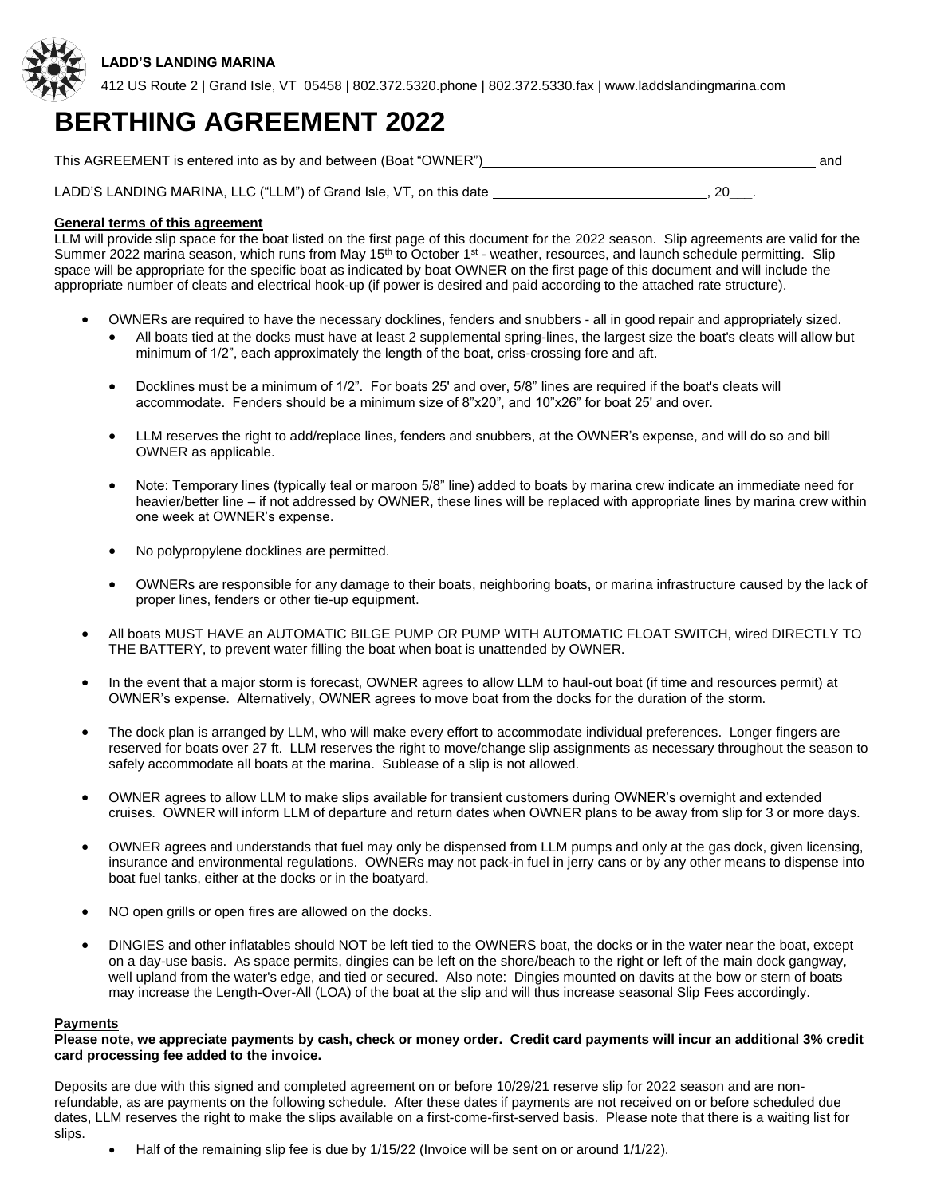**LADD'S LANDING MARINA**

412 US Route 2 | Grand Isle, VT 05458 | 802.372.5320.phone | 802.372.5330.fax | www.laddslandingmarina.com

# BERTHING AGREEMENT 2022

This AGREEMENT is entered into as by and between (Boat "OWNER") ____________________________________________ and

LADD'S LANDING MARINA, LLC ("LLM") of Grand Isle, VT, on this date ____________________________, 20___.

**General terms of this agreement**

LLM will provide slip space for the boat listed on the first page of this document for the 2022 season. Slip agreements are valid for the Summer 2022 marina season, which runs from May 15th to October 1st - weather, resources, and launch schedule permitting. Slip space will be appropriate for the specific boat as indicated by boat OWNER on the first page of this document and will include the appropriate number of cleats and electrical hook-up (if power is desired and paid according to the attached rate structure).

- OWNERs are required to have the necessary docklines, fenders and snubbers - all in good repair and appropriately sized.
  - All boats tied at the docks must have at least 2 supplemental spring-lines, the largest size the boat's cleats will allow but minimum of 1/2", each approximately the length of the boat, criss-crossing fore and aft.
  - Docklines must be a minimum of 1/2". For boats 25' and over, 5/8" lines are required if the boat's cleats will accommodate. Fenders should be a minimum size of 8"x20", and 10"x26" for boat 25' and over.
  - LLM reserves the right to add/replace lines, fenders and snubbers, at the OWNER's expense, and will do so and bill OWNER as applicable.
  - Note: Temporary lines (typically teal or maroon 5/8" line) added to boats by marina crew indicate an immediate need for heavier/better line – if not addressed by OWNER, these lines will be replaced with appropriate lines by marina crew within one week at OWNER's expense.
  - No polypropylene docklines are permitted.
  - OWNERs are responsible for any damage to their boats, neighboring boats, or marina infrastructure caused by the lack of proper lines, fenders or other tie-up equipment.
- All boats MUST HAVE an AUTOMATIC BILGE PUMP OR PUMP WITH AUTOMATIC FLOAT SWITCH, wired DIRECTLY TO THE BATTERY, to prevent water filling the boat when boat is unattended by OWNER.
- In the event that a major storm is forecast, OWNER agrees to allow LLM to haul-out boat (if time and resources permit) at OWNER's expense. Alternatively, OWNER agrees to move boat from the docks for the duration of the storm.
- The dock plan is arranged by LLM, who will make every effort to accommodate individual preferences. Longer fingers are reserved for boats over 27 ft. LLM reserves the right to move/change slip assignments as necessary throughout the season to safely accommodate all boats at the marina. Sublease of a slip is not allowed.
- OWNER agrees to allow LLM to make slips available for transient customers during OWNER's overnight and extended cruises. OWNER will inform LLM of departure and return dates when OWNER plans to be away from slip for 3 or more days.
- OWNER agrees and understands that fuel may only be dispensed from LLM pumps and only at the gas dock, given licensing, insurance and environmental regulations. OWNERs may not pack-in fuel in jerry cans or by any other means to dispense into boat fuel tanks, either at the docks or in the boatyard.
- NO open grills or open fires are allowed on the docks.
- DINGIES and other inflatables should NOT be left tied to the OWNERS boat, the docks or in the water near the boat, except on a day-use basis. As space permits, dingies can be left on the shore/beach to the right or left of the main dock gangway, well upland from the water's edge, and tied or secured. Also note: Dingies mounted on davits at the bow or stern of boats may increase the Length-Over-All (LOA) of the boat at the slip and will thus increase seasonal Slip Fees accordingly.

**Payments**

**Please note, we appreciate payments by cash, check or money order. Credit card payments will incur an additional 3% credit card processing fee added to the invoice.**

Deposits are due with this signed and completed agreement on or before 10/29/21 reserve slip for 2022 season and are non-refundable, as are payments on the following schedule. After these dates if payments are not received on or before scheduled due dates, LLM reserves the right to make the slips available on a first-come-first-served basis. Please note that there is a waiting list for slips.

- Half of the remaining slip fee is due by 1/15/22 (Invoice will be sent on or around 1/1/22).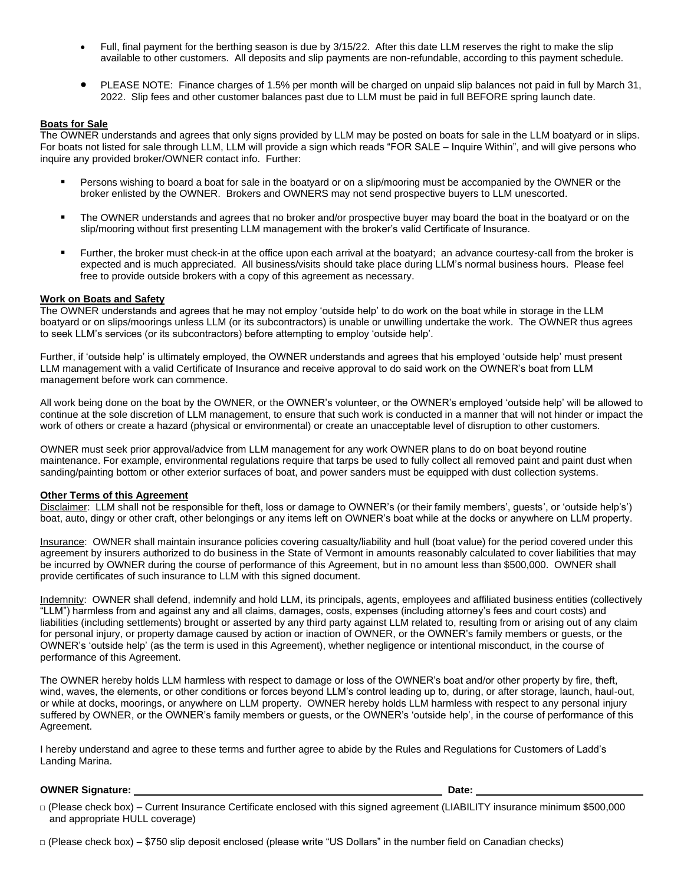- Full, final payment for the berthing season is due by 3/15/22. After this date LLM reserves the right to make the slip available to other customers. All deposits and slip payments are non-refundable, according to this payment schedule.

- PLEASE NOTE: Finance charges of 1.5% per month will be charged on unpaid slip balances not paid in full by March 31, 2022. Slip fees and other customer balances past due to LLM must be paid in full BEFORE spring launch date.

**Boats for Sale**

The OWNER understands and agrees that only signs provided by LLM may be posted on boats for sale in the LLM boatyard or in slips. For boats not listed for sale through LLM, LLM will provide a sign which reads "FOR SALE – Inquire Within", and will give persons who inquire any provided broker/OWNER contact info. Further:

- Persons wishing to board a boat for sale in the boatyard or on a slip/mooring must be accompanied by the OWNER or the broker enlisted by the OWNER. Brokers and OWNERS may not send prospective buyers to LLM unescorted.

- The OWNER understands and agrees that no broker and/or prospective buyer may board the boat in the boatyard or on the slip/mooring without first presenting LLM management with the broker's valid Certificate of Insurance.

- Further, the broker must check-in at the office upon each arrival at the boatyard; an advance courtesy-call from the broker is expected and is much appreciated. All business/visits should take place during LLM's normal business hours. Please feel free to provide outside brokers with a copy of this agreement as necessary.

**Work on Boats and Safety**

The OWNER understands and agrees that he may not employ 'outside help' to do work on the boat while in storage in the LLM boatyard or on slips/moorings unless LLM (or its subcontractors) is unable or unwilling undertake the work. The OWNER thus agrees to seek LLM's services (or its subcontractors) before attempting to employ 'outside help'.

Further, if 'outside help' is ultimately employed, the OWNER understands and agrees that his employed 'outside help' must present LLM management with a valid Certificate of Insurance and receive approval to do said work on the OWNER's boat from LLM management before work can commence.

All work being done on the boat by the OWNER, or the OWNER's volunteer, or the OWNER's employed 'outside help' will be allowed to continue at the sole discretion of LLM management, to ensure that such work is conducted in a manner that will not hinder or impact the work of others or create a hazard (physical or environmental) or create an unacceptable level of disruption to other customers.

OWNER must seek prior approval/advice from LLM management for any work OWNER plans to do on boat beyond routine maintenance. For example, environmental regulations require that tarps be used to fully collect all removed paint and paint dust when sanding/painting bottom or other exterior surfaces of boat, and power sanders must be equipped with dust collection systems.

**Other Terms of this Agreement**

Disclaimer: LLM shall not be responsible for theft, loss or damage to OWNER's (or their family members', guests', or 'outside help's') boat, auto, dingy or other craft, other belongings or any items left on OWNER's boat while at the docks or anywhere on LLM property.

Insurance: OWNER shall maintain insurance policies covering casualty/liability and hull (boat value) for the period covered under this agreement by insurers authorized to do business in the State of Vermont in amounts reasonably calculated to cover liabilities that may be incurred by OWNER during the course of performance of this Agreement, but in no amount less than $500,000. OWNER shall provide certificates of such insurance to LLM with this signed document.

Indemnity: OWNER shall defend, indemnify and hold LLM, its principals, agents, employees and affiliated business entities (collectively "LLM") harmless from and against any and all claims, damages, costs, expenses (including attorney's fees and court costs) and liabilities (including settlements) brought or asserted by any third party against LLM related to, resulting from or arising out of any claim for personal injury, or property damage caused by action or inaction of OWNER, or the OWNER's family members or guests, or the OWNER's 'outside help' (as the term is used in this Agreement), whether negligence or intentional misconduct, in the course of performance of this Agreement.

The OWNER hereby holds LLM harmless with respect to damage or loss of the OWNER's boat and/or other property by fire, theft, wind, waves, the elements, or other conditions or forces beyond LLM's control leading up to, during, or after storage, launch, haul-out, or while at docks, moorings, or anywhere on LLM property. OWNER hereby holds LLM harmless with respect to any personal injury suffered by OWNER, or the OWNER's family members or guests, or the OWNER's 'outside help', in the course of performance of this Agreement.

I hereby understand and agree to these terms and further agree to abide by the Rules and Regulations for Customers of Ladd's Landing Marina.

**OWNER Signature:** ______________________________ **Date:** ____________________

□ (Please check box) – Current Insurance Certificate enclosed with this signed agreement (LIABILITY insurance minimum $500,000 and appropriate HULL coverage)

□ (Please check box) – $750 slip deposit enclosed (please write "US Dollars" in the number field on Canadian checks)